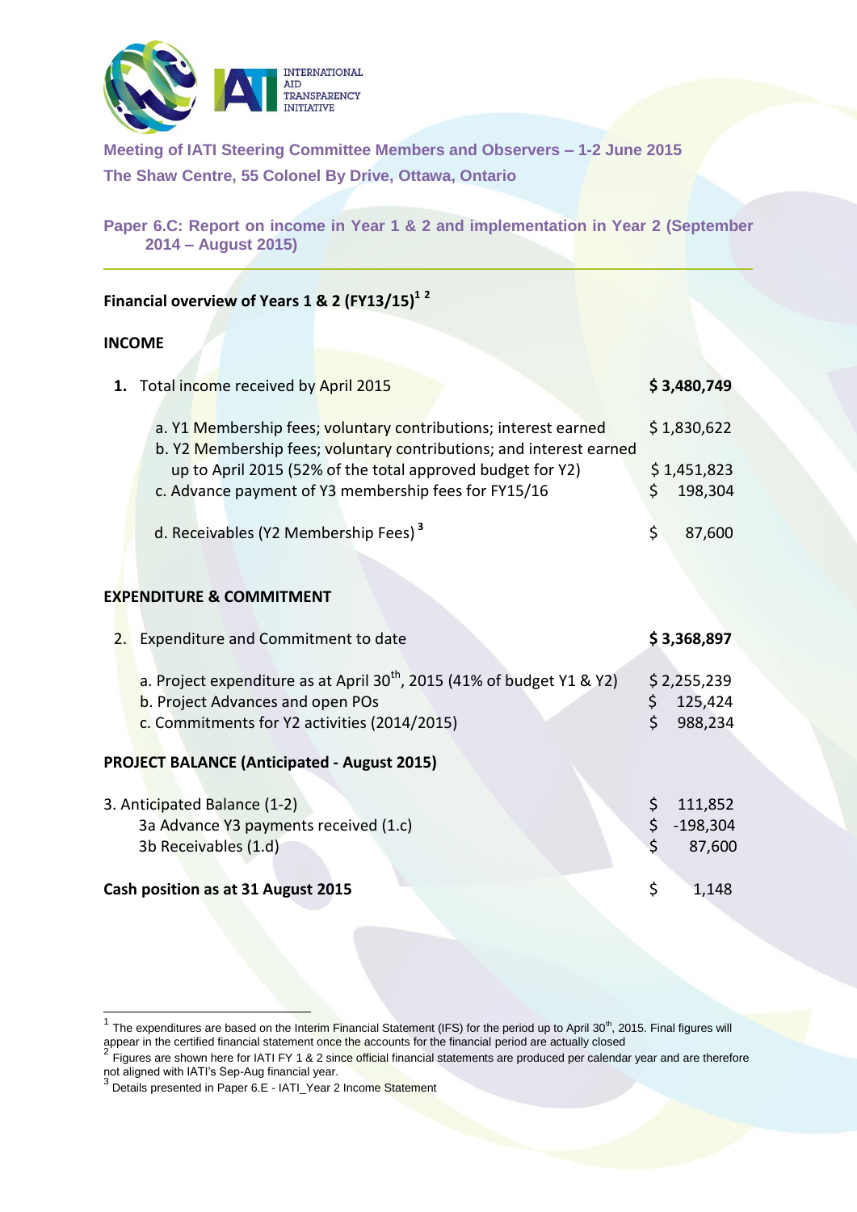INTERNATIONAL AID TRANSPARENCY INITIATIVE

**Meeting of IATI Steering Committee Members and Observers – 1-2 June 2015**

**The Shaw Centre, 55 Colonel By Drive, Ottawa, Ontario**

**Paper 6.C: Report on income in Year 1 & 2 and implementation in Year 2 (September 2014 – August 2015)**

---

## Financial overview of Years 1 & 2 (FY13/15)[1] [2]

### INCOME

| | |
|---|---|
| **1.** Total income received by April 2015 | **$ 3,480,749** |
| a. Y1 Membership fees; voluntary contributions; interest earned | $ 1,830,622 |
| b. Y2 Membership fees; voluntary contributions; and interest earned up to April 2015 (52% of the total approved budget for Y2) | $ 1,451,823 |
| c. Advance payment of Y3 membership fees for FY15/16 | $ 198,304 |
| d. Receivables (Y2 Membership Fees)[3] | $ 87,600 |

### EXPENDITURE & COMMITMENT

| | |
|---|---|
| 2. Expenditure and Commitment to date | **$ 3,368,897** |
| a. Project expenditure as at April 30th, 2015 (41% of budget Y1 & Y2) | $ 2,255,239 |
| b. Project Advances and open POs | $ 125,424 |
| c. Commitments for Y2 activities (2014/2015) | $ 988,234 |

### PROJECT BALANCE (Anticipated - August 2015)

| | |
|---|---|
| 3. Anticipated Balance (1-2) | $ 111,852 |
| 3a Advance Y3 payments received (1.c) | $ -198,304 |
| 3b Receivables (1.d) | $ 87,600 |
| **Cash position as at 31 August 2015** | $ 1,148 |

---

[1] The expenditures are based on the Interim Financial Statement (IFS) for the period up to April 30th, 2015. Final figures will appear in the certified financial statement once the accounts for the financial period are actually closed

[2] Figures are shown here for IATI FY 1 & 2 since official financial statements are produced per calendar year and are therefore not aligned with IATI's Sep-Aug financial year.

[3] Details presented in Paper 6.E - IATI_Year 2 Income Statement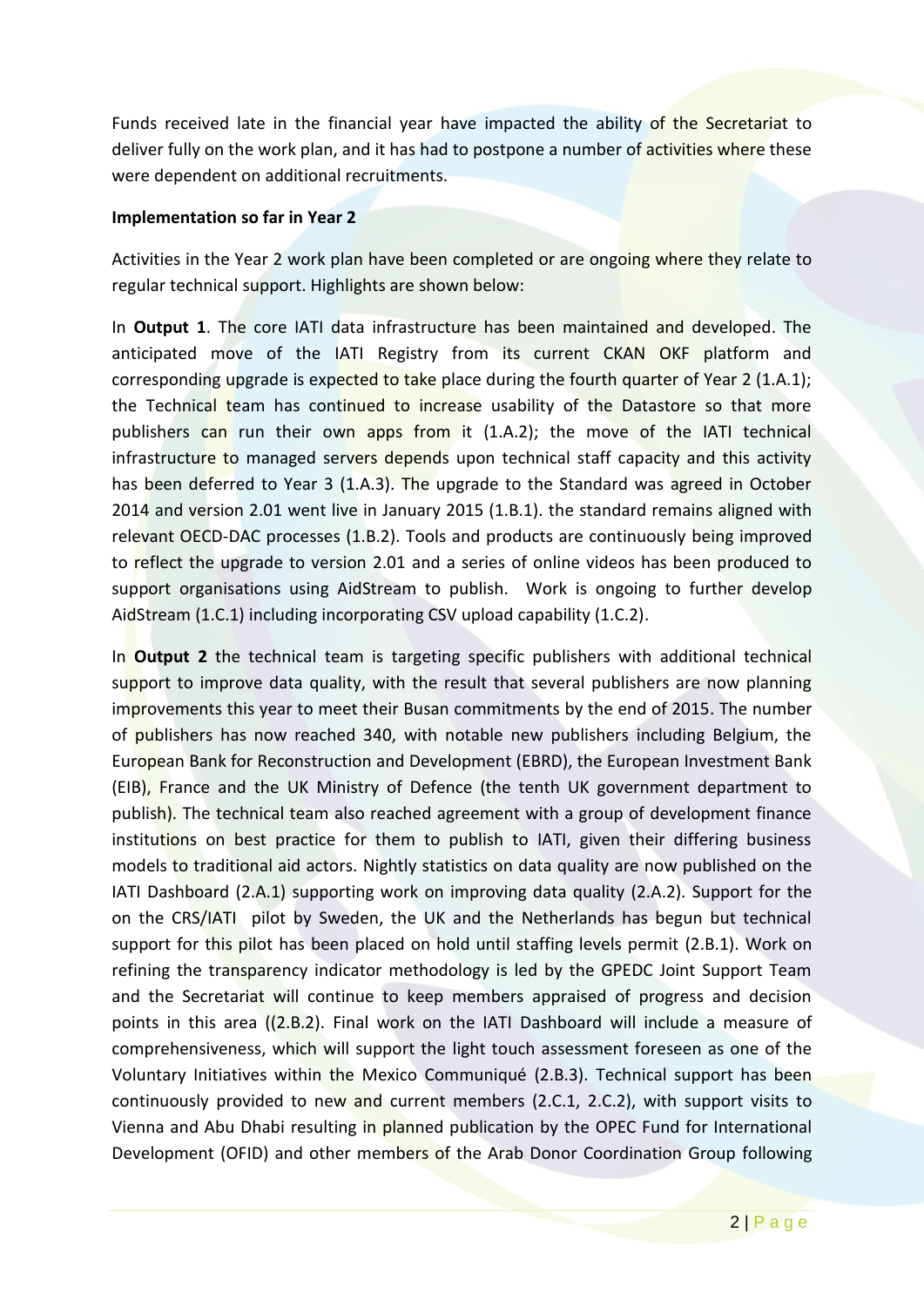Funds received late in the financial year have impacted the ability of the Secretariat to deliver fully on the work plan, and it has had to postpone a number of activities where these were dependent on additional recruitments.

**Implementation so far in Year 2**

Activities in the Year 2 work plan have been completed or are ongoing where they relate to regular technical support. Highlights are shown below:

In **Output 1**. The core IATI data infrastructure has been maintained and developed. The anticipated move of the IATI Registry from its current CKAN OKF platform and corresponding upgrade is expected to take place during the fourth quarter of Year 2 (1.A.1); the Technical team has continued to increase usability of the Datastore so that more publishers can run their own apps from it (1.A.2); the move of the IATI technical infrastructure to managed servers depends upon technical staff capacity and this activity has been deferred to Year 3 (1.A.3). The upgrade to the Standard was agreed in October 2014 and version 2.01 went live in January 2015 (1.B.1). the standard remains aligned with relevant OECD-DAC processes (1.B.2). Tools and products are continuously being improved to reflect the upgrade to version 2.01 and a series of online videos has been produced to support organisations using AidStream to publish. Work is ongoing to further develop AidStream (1.C.1) including incorporating CSV upload capability (1.C.2).

In **Output 2** the technical team is targeting specific publishers with additional technical support to improve data quality, with the result that several publishers are now planning improvements this year to meet their Busan commitments by the end of 2015. The number of publishers has now reached 340, with notable new publishers including Belgium, the European Bank for Reconstruction and Development (EBRD), the European Investment Bank (EIB), France and the UK Ministry of Defence (the tenth UK government department to publish). The technical team also reached agreement with a group of development finance institutions on best practice for them to publish to IATI, given their differing business models to traditional aid actors. Nightly statistics on data quality are now published on the IATI Dashboard (2.A.1) supporting work on improving data quality (2.A.2). Support for the on the CRS/IATI pilot by Sweden, the UK and the Netherlands has begun but technical support for this pilot has been placed on hold until staffing levels permit (2.B.1). Work on refining the transparency indicator methodology is led by the GPEDC Joint Support Team and the Secretariat will continue to keep members appraised of progress and decision points in this area ((2.B.2). Final work on the IATI Dashboard will include a measure of comprehensiveness, which will support the light touch assessment foreseen as one of the Voluntary Initiatives within the Mexico Communiqué (2.B.3). Technical support has been continuously provided to new and current members (2.C.1, 2.C.2), with support visits to Vienna and Abu Dhabi resulting in planned publication by the OPEC Fund for International Development (OFID) and other members of the Arab Donor Coordination Group following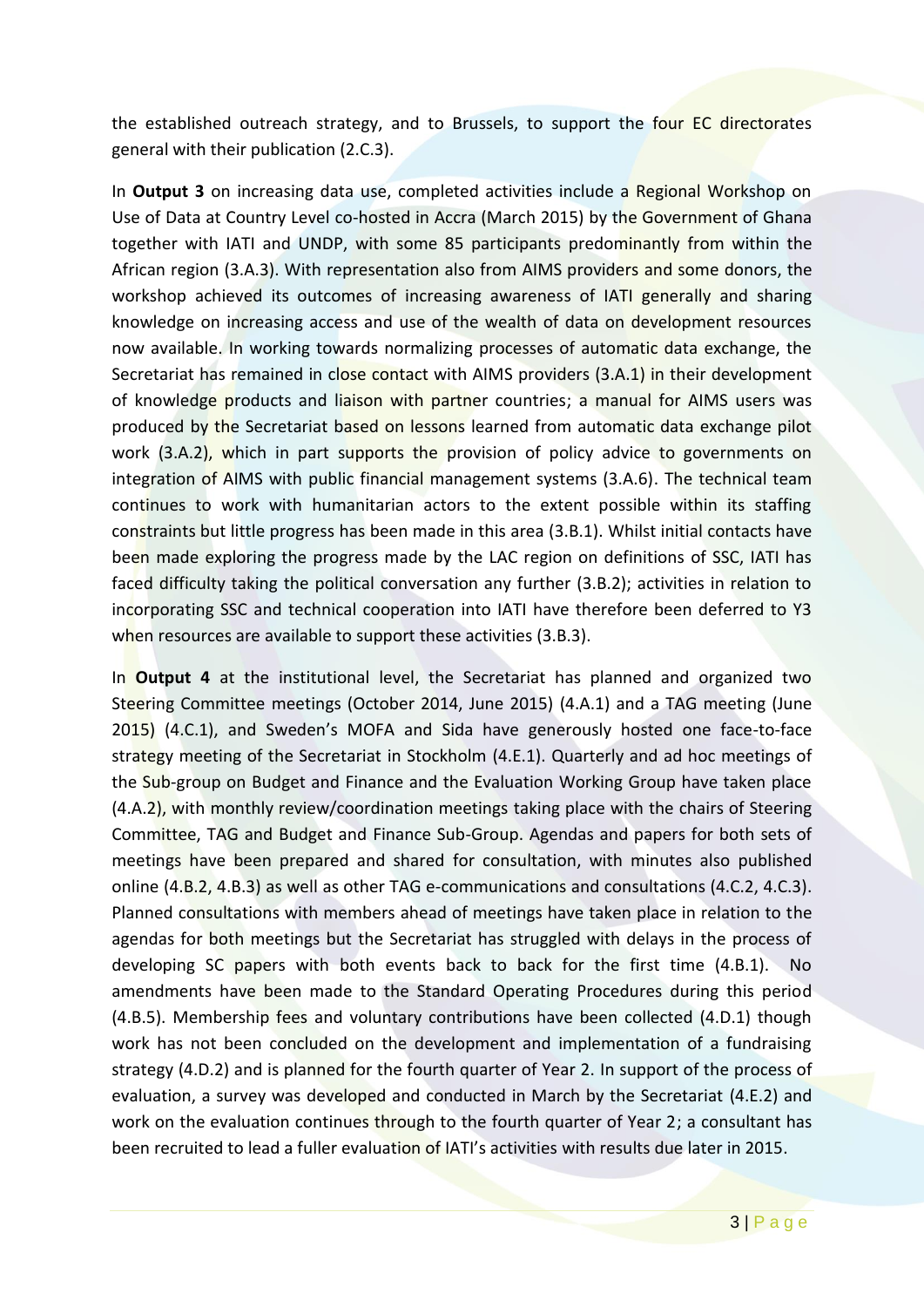the established outreach strategy, and to Brussels, to support the four EC directorates general with their publication (2.C.3).

In **Output 3** on increasing data use, completed activities include a Regional Workshop on Use of Data at Country Level co-hosted in Accra (March 2015) by the Government of Ghana together with IATI and UNDP, with some 85 participants predominantly from within the African region (3.A.3). With representation also from AIMS providers and some donors, the workshop achieved its outcomes of increasing awareness of IATI generally and sharing knowledge on increasing access and use of the wealth of data on development resources now available. In working towards normalizing processes of automatic data exchange, the Secretariat has remained in close contact with AIMS providers (3.A.1) in their development of knowledge products and liaison with partner countries; a manual for AIMS users was produced by the Secretariat based on lessons learned from automatic data exchange pilot work (3.A.2), which in part supports the provision of policy advice to governments on integration of AIMS with public financial management systems (3.A.6). The technical team continues to work with humanitarian actors to the extent possible within its staffing constraints but little progress has been made in this area (3.B.1). Whilst initial contacts have been made exploring the progress made by the LAC region on definitions of SSC, IATI has faced difficulty taking the political conversation any further (3.B.2); activities in relation to incorporating SSC and technical cooperation into IATI have therefore been deferred to Y3 when resources are available to support these activities (3.B.3).

In **Output 4** at the institutional level, the Secretariat has planned and organized two Steering Committee meetings (October 2014, June 2015) (4.A.1) and a TAG meeting (June 2015) (4.C.1), and Sweden's MOFA and Sida have generously hosted one face-to-face strategy meeting of the Secretariat in Stockholm (4.E.1). Quarterly and ad hoc meetings of the Sub-group on Budget and Finance and the Evaluation Working Group have taken place (4.A.2), with monthly review/coordination meetings taking place with the chairs of Steering Committee, TAG and Budget and Finance Sub-Group. Agendas and papers for both sets of meetings have been prepared and shared for consultation, with minutes also published online (4.B.2, 4.B.3) as well as other TAG e-communications and consultations (4.C.2, 4.C.3). Planned consultations with members ahead of meetings have taken place in relation to the agendas for both meetings but the Secretariat has struggled with delays in the process of developing SC papers with both events back to back for the first time (4.B.1). No amendments have been made to the Standard Operating Procedures during this period (4.B.5). Membership fees and voluntary contributions have been collected (4.D.1) though work has not been concluded on the development and implementation of a fundraising strategy (4.D.2) and is planned for the fourth quarter of Year 2. In support of the process of evaluation, a survey was developed and conducted in March by the Secretariat (4.E.2) and work on the evaluation continues through to the fourth quarter of Year 2; a consultant has been recruited to lead a fuller evaluation of IATI's activities with results due later in 2015.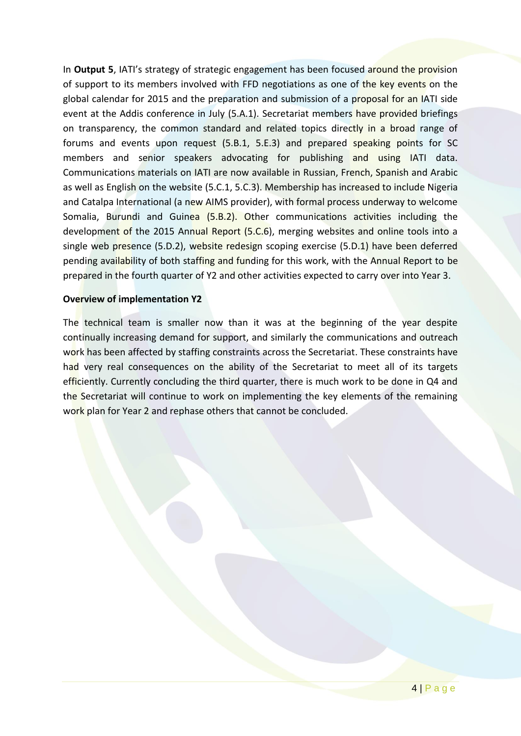In **Output 5**, IATI's strategy of strategic engagement has been focused around the provision of support to its members involved with FFD negotiations as one of the key events on the global calendar for 2015 and the preparation and submission of a proposal for an IATI side event at the Addis conference in July (5.A.1). Secretariat members have provided briefings on transparency, the common standard and related topics directly in a broad range of forums and events upon request (5.B.1, 5.E.3) and prepared speaking points for SC members and senior speakers advocating for publishing and using IATI data. Communications materials on IATI are now available in Russian, French, Spanish and Arabic as well as English on the website (5.C.1, 5.C.3). Membership has increased to include Nigeria and Catalpa International (a new AIMS provider), with formal process underway to welcome Somalia, Burundi and Guinea (5.B.2). Other communications activities including the development of the 2015 Annual Report (5.C.6), merging websites and online tools into a single web presence (5.D.2), website redesign scoping exercise (5.D.1) have been deferred pending availability of both staffing and funding for this work, with the Annual Report to be prepared in the fourth quarter of Y2 and other activities expected to carry over into Year 3.

**Overview of implementation Y2**

The technical team is smaller now than it was at the beginning of the year despite continually increasing demand for support, and similarly the communications and outreach work has been affected by staffing constraints across the Secretariat. These constraints have had very real consequences on the ability of the Secretariat to meet all of its targets efficiently. Currently concluding the third quarter, there is much work to be done in Q4 and the Secretariat will continue to work on implementing the key elements of the remaining work plan for Year 2 and rephase others that cannot be concluded.